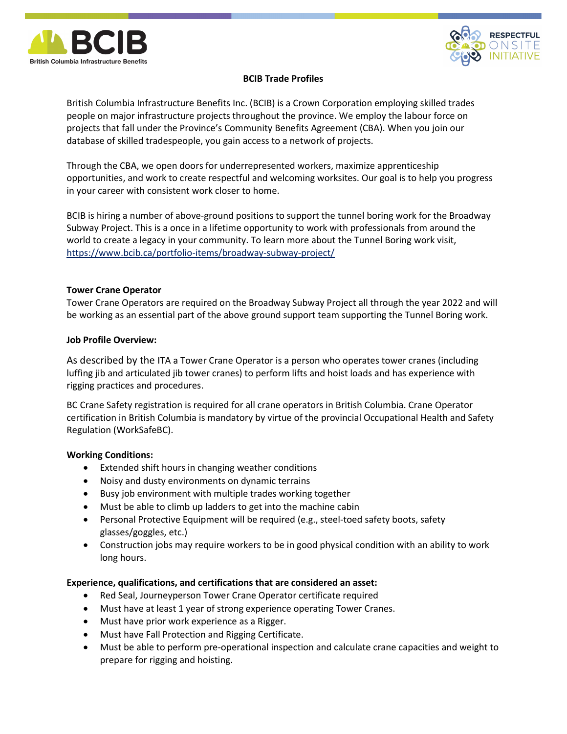BCIB
British Columbia Infrastructure Benefits

RESPECTFUL ONSITE INITIATIVE

# BCIB Trade Profiles

British Columbia Infrastructure Benefits Inc. (BCIB) is a Crown Corporation employing skilled trades people on major infrastructure projects throughout the province. We employ the labour force on projects that fall under the Province's Community Benefits Agreement (CBA). When you join our database of skilled tradespeople, you gain access to a network of projects.

Through the CBA, we open doors for underrepresented workers, maximize apprenticeship opportunities, and work to create respectful and welcoming worksites. Our goal is to help you progress in your career with consistent work closer to home.

BCIB is hiring a number of above-ground positions to support the tunnel boring work for the Broadway Subway Project. This is a once in a lifetime opportunity to work with professionals from around the world to create a legacy in your community. To learn more about the Tunnel Boring work visit, https://www.bcib.ca/portfolio-items/broadway-subway-project/

## Tower Crane Operator

Tower Crane Operators are required on the Broadway Subway Project all through the year 2022 and will be working as an essential part of the above ground support team supporting the Tunnel Boring work.

### Job Profile Overview:

As described by the ITA a Tower Crane Operator is a person who operates tower cranes (including luffing jib and articulated jib tower cranes) to perform lifts and hoist loads and has experience with rigging practices and procedures.

BC Crane Safety registration is required for all crane operators in British Columbia. Crane Operator certification in British Columbia is mandatory by virtue of the provincial Occupational Health and Safety Regulation (WorkSafeBC).

### Working Conditions:

- Extended shift hours in changing weather conditions
- Noisy and dusty environments on dynamic terrains
- Busy job environment with multiple trades working together
- Must be able to climb up ladders to get into the machine cabin
- Personal Protective Equipment will be required (e.g., steel-toed safety boots, safety glasses/goggles, etc.)
- Construction jobs may require workers to be in good physical condition with an ability to work long hours.

### Experience, qualifications, and certifications that are considered an asset:

- Red Seal, Journeyperson Tower Crane Operator certificate required
- Must have at least 1 year of strong experience operating Tower Cranes.
- Must have prior work experience as a Rigger.
- Must have Fall Protection and Rigging Certificate.
- Must be able to perform pre-operational inspection and calculate crane capacities and weight to prepare for rigging and hoisting.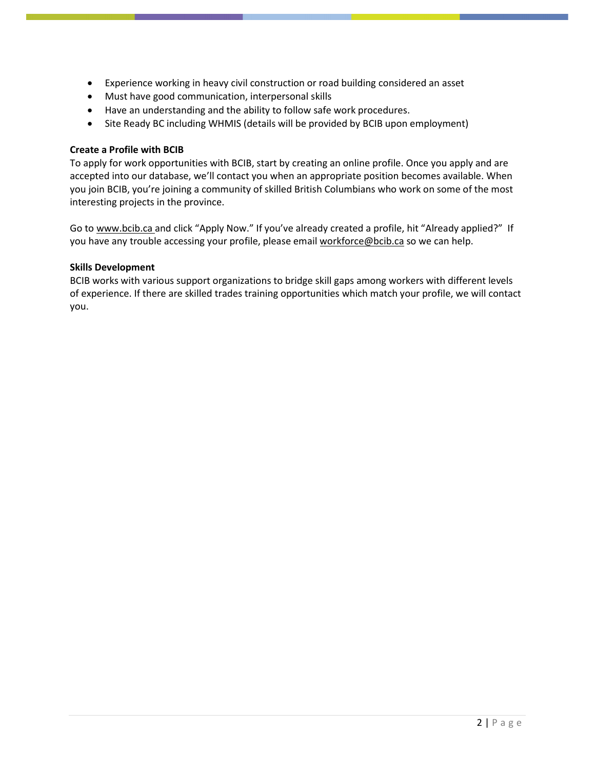- Experience working in heavy civil construction or road building considered an asset
- Must have good communication, interpersonal skills
- Have an understanding and the ability to follow safe work procedures.
- Site Ready BC including WHMIS (details will be provided by BCIB upon employment)

**Create a Profile with BCIB**

To apply for work opportunities with BCIB, start by creating an online profile. Once you apply and are accepted into our database, we'll contact you when an appropriate position becomes available. When you join BCIB, you're joining a community of skilled British Columbians who work on some of the most interesting projects in the province.

Go to www.bcib.ca and click "Apply Now." If you've already created a profile, hit "Already applied?" If you have any trouble accessing your profile, please email workforce@bcib.ca so we can help.

**Skills Development**

BCIB works with various support organizations to bridge skill gaps among workers with different levels of experience. If there are skilled trades training opportunities which match your profile, we will contact you.